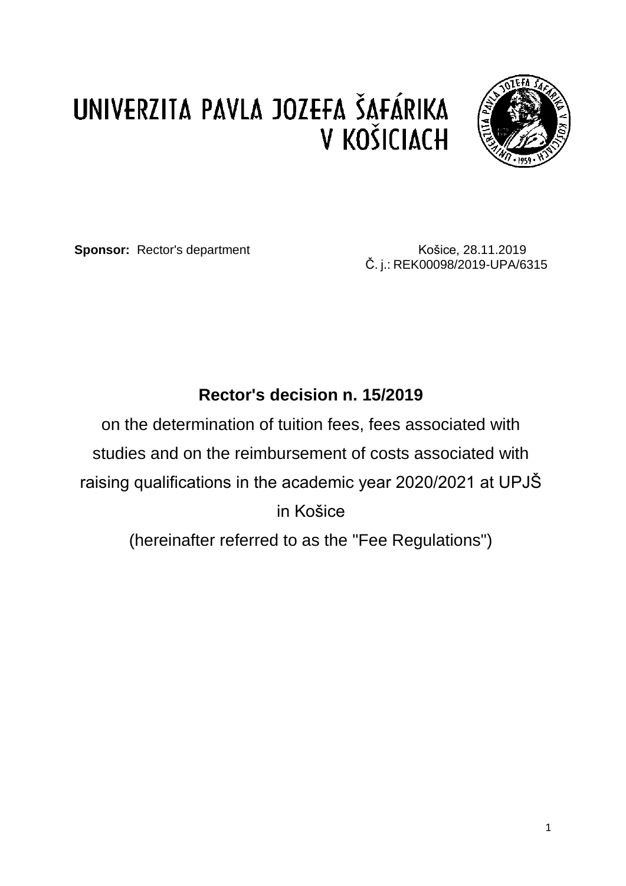# UNIVERZITA PAVLA JOZEFA ŠAFÁRIKA V KOŠICIACH

**Sponsor:** Rector's department

Košice, 28.11.2019
Č. j.: REK00098/2019-UPA/6315

## Rector's decision n. 15/2019

on the determination of tuition fees, fees associated with studies and on the reimbursement of costs associated with raising qualifications in the academic year 2020/2021 at UPJŠ in Košice

(hereinafter referred to as the "Fee Regulations")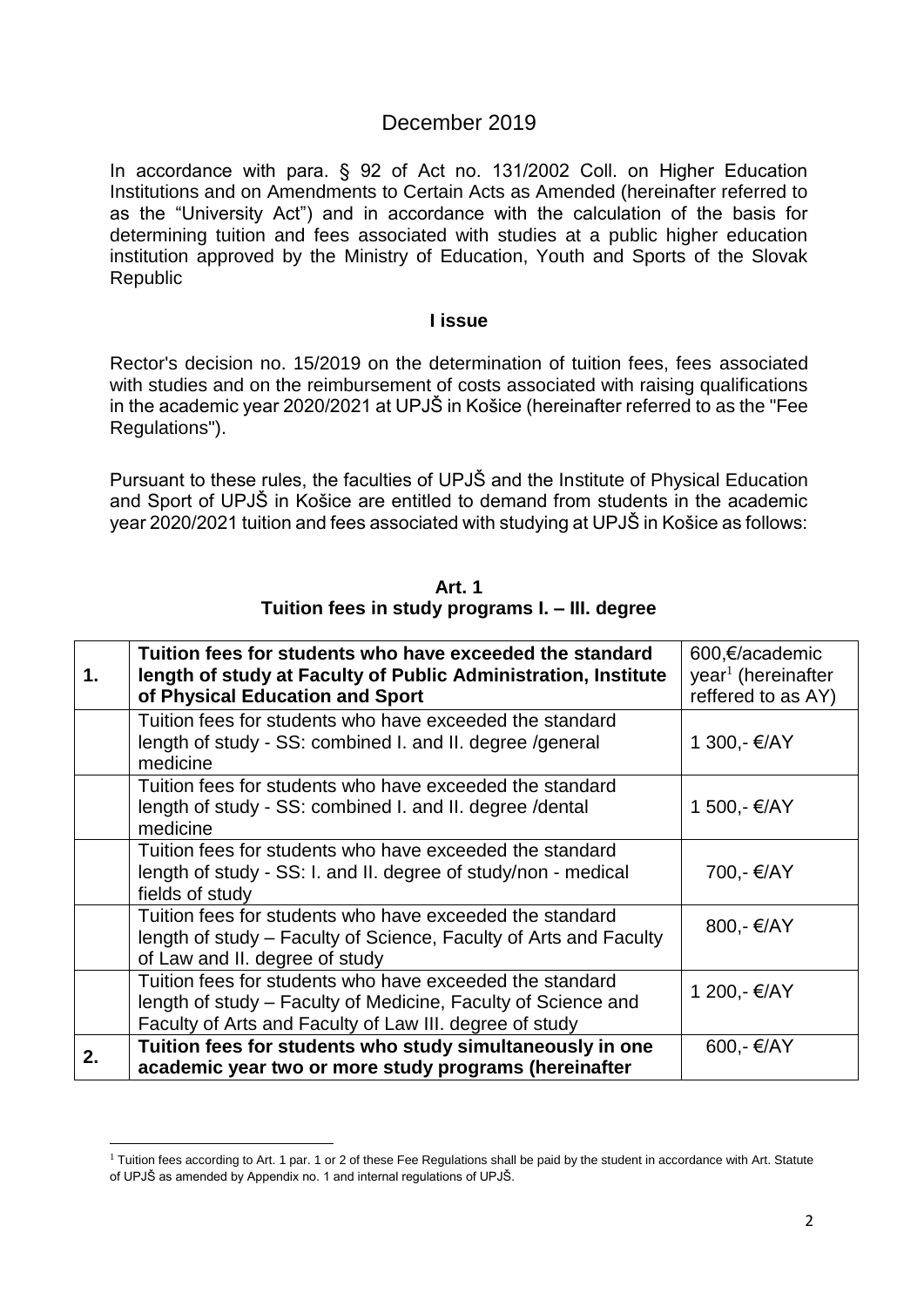December 2019

In accordance with para. § 92 of Act no. 131/2002 Coll. on Higher Education Institutions and on Amendments to Certain Acts as Amended (hereinafter referred to as the "University Act") and in accordance with the calculation of the basis for determining tuition and fees associated with studies at a public higher education institution approved by the Ministry of Education, Youth and Sports of the Slovak Republic

**I issue**

Rector's decision no. 15/2019 on the determination of tuition fees, fees associated with studies and on the reimbursement of costs associated with raising qualifications in the academic year 2020/2021 at UPJŠ in Košice (hereinafter referred to as the "Fee Regulations").

Pursuant to these rules, the faculties of UPJŠ and the Institute of Physical Education and Sport of UPJŠ in Košice are entitled to demand from students in the academic year 2020/2021 tuition and fees associated with studying at UPJŠ in Košice as follows:

**Art. 1**
**Tuition fees in study programs I. – III. degree**

| | | |
|---|---|---|
| **1.** | **Tuition fees for students who have exceeded the standard length of study at Faculty of Public Administration, Institute of Physical Education and Sport** | 600,€/academic year[1] (hereinafter reffered to as AY) |
| | Tuition fees for students who have exceeded the standard length of study - SS: combined I. and II. degree /general medicine | 1 300,- €/AY |
| | Tuition fees for students who have exceeded the standard length of study - SS: combined I. and II. degree /dental medicine | 1 500,- €/AY |
| | Tuition fees for students who have exceeded the standard length of study - SS: I. and II. degree of study/non - medical fields of study | 700,- €/AY |
| | Tuition fees for students who have exceeded the standard length of study – Faculty of Science, Faculty of Arts and Faculty of Law and II. degree of study | 800,- €/AY |
| | Tuition fees for students who have exceeded the standard length of study – Faculty of Medicine, Faculty of Science and Faculty of Arts and Faculty of Law III. degree of study | 1 200,- €/AY |
| **2.** | **Tuition fees for students who study simultaneously in one academic year two or more study programs (hereinafter** | 600,- €/AY |

[1] Tuition fees according to Art. 1 par. 1 or 2 of these Fee Regulations shall be paid by the student in accordance with Art. Statute of UPJŠ as amended by Appendix no. 1 and internal regulations of UPJŠ.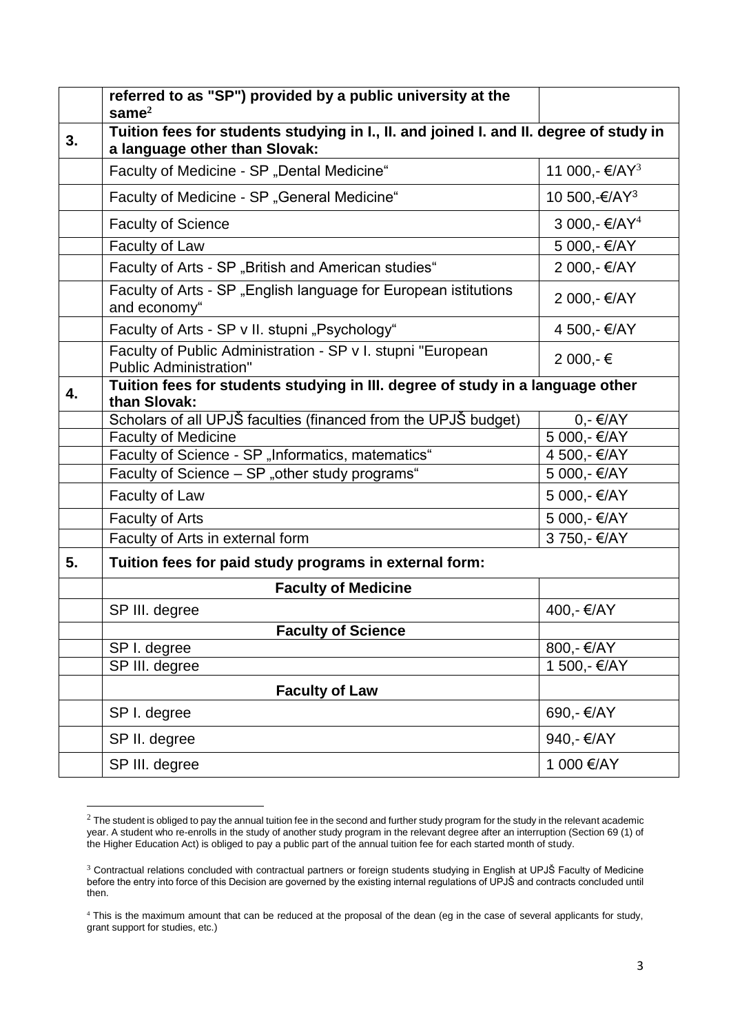| | | |
|---|---|---|
| | **referred to as "SP") provided by a public university at the same**[2] | |
| **3.** | **Tuition fees for students studying in I., II. and joined I. and II. degree of study in a language other than Slovak:** | |
| | Faculty of Medicine - SP „Dental Medicine“ | 11 000,- €/AY[3] |
| | Faculty of Medicine - SP „General Medicine“ | 10 500,-€/AY[3] |
| | Faculty of Science | 3 000,- €/AY[4] |
| | Faculty of Law | 5 000,- €/AY |
| | Faculty of Arts - SP „British and American studies“ | 2 000,- €/AY |
| | Faculty of Arts - SP „English language for European istitutions and economy“ | 2 000,- €/AY |
| | Faculty of Arts - SP v II. stupni „Psychology“ | 4 500,- €/AY |
| | Faculty of Public Administration - SP v I. stupni "European Public Administration" | 2 000,- € |
| **4.** | **Tuition fees for students studying in III. degree of study in a language other than Slovak:** | |
| | Scholars of all UPJŠ faculties (financed from the UPJŠ budget) | 0,- €/AY |
| | Faculty of Medicine | 5 000,- €/AY |
| | Faculty of Science - SP „Informatics, matematics“ | 4 500,- €/AY |
| | Faculty of Science – SP „other study programs“ | 5 000,- €/AY |
| | Faculty of Law | 5 000,- €/AY |
| | Faculty of Arts | 5 000,- €/AY |
| | Faculty of Arts in external form | 3 750,- €/AY |
| **5.** | **Tuition fees for paid study programs in external form:** | |
| | **Faculty of Medicine** | |
| | SP III. degree | 400,- €/AY |
| | **Faculty of Science** | |
| | SP I. degree | 800,- €/AY |
| | SP III. degree | 1 500,- €/AY |
| | **Faculty of Law** | |
| | SP I. degree | 690,- €/AY |
| | SP II. degree | 940,- €/AY |
| | SP III. degree | 1 000 €/AY |

[2] The student is obliged to pay the annual tuition fee in the second and further study program for the study in the relevant academic year. A student who re-enrolls in the study of another study program in the relevant degree after an interruption (Section 69 (1) of the Higher Education Act) is obliged to pay a public part of the annual tuition fee for each started month of study.

[3] Contractual relations concluded with contractual partners or foreign students studying in English at UPJŠ Faculty of Medicine before the entry into force of this Decision are governed by the existing internal regulations of UPJŠ and contracts concluded until then.

[4] This is the maximum amount that can be reduced at the proposal of the dean (eg in the case of several applicants for study, grant support for studies, etc.)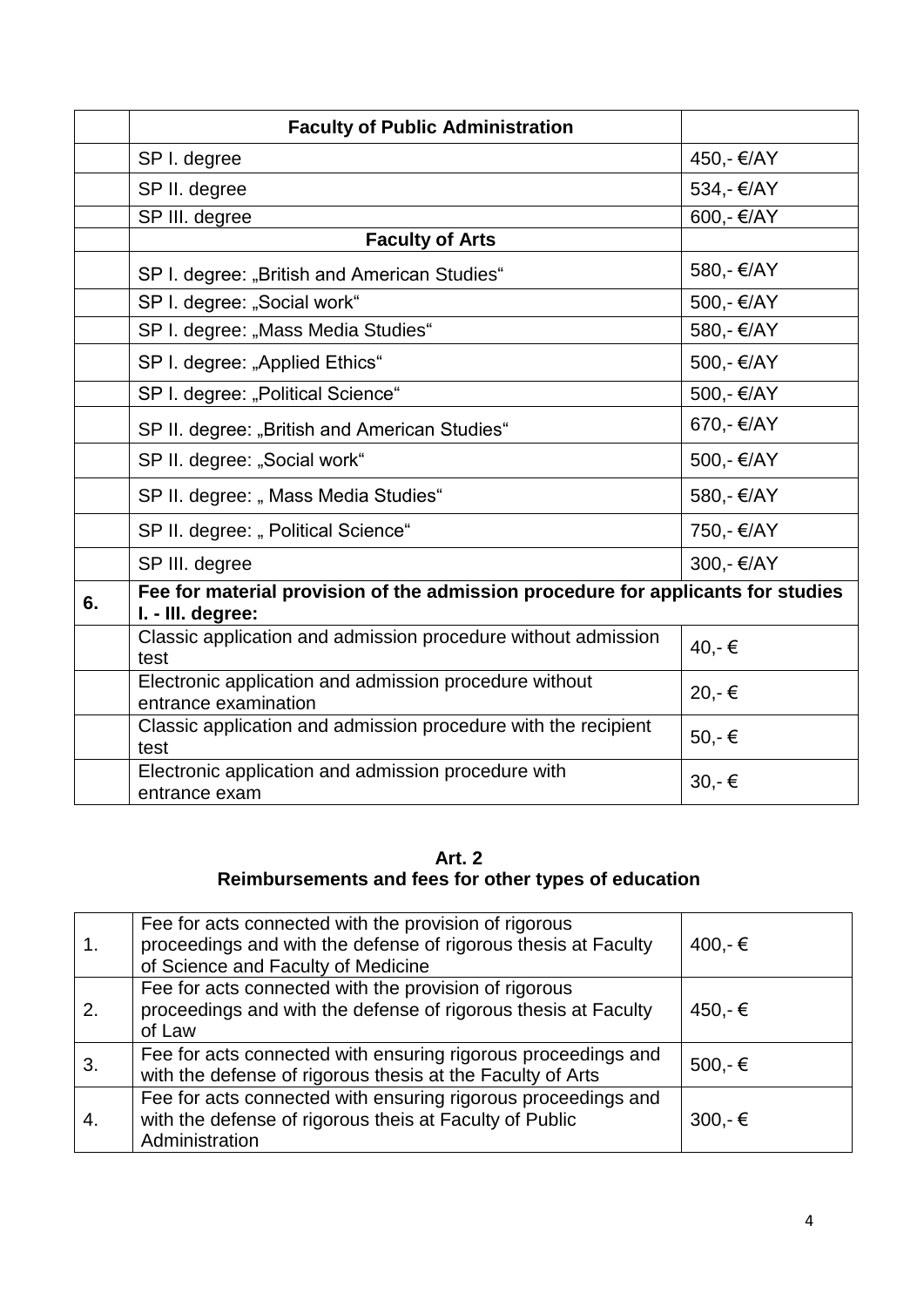|  | **Faculty of Public Administration** |  |
|---|---|---|
|  | SP I. degree | 450,- €/AY |
|  | SP II. degree | 534,- €/AY |
|  | SP III. degree | 600,- €/AY |
|  | **Faculty of Arts** |  |
|  | SP I. degree: „British and American Studies“ | 580,- €/AY |
|  | SP I. degree: „Social work“ | 500,- €/AY |
|  | SP I. degree: „Mass Media Studies“ | 580,- €/AY |
|  | SP I. degree: „Applied Ethics“ | 500,- €/AY |
|  | SP I. degree: „Political Science“ | 500,- €/AY |
|  | SP II. degree: „British and American Studies“ | 670,- €/AY |
|  | SP II. degree: „Social work“ | 500,- €/AY |
|  | SP II. degree: „ Mass Media Studies“ | 580,- €/AY |
|  | SP II. degree: „ Political Science“ | 750,- €/AY |
|  | SP III. degree | 300,- €/AY |
| **6.** | **Fee for material provision of the admission procedure for applicants for studies I. - III. degree:** |  |
|  | Classic application and admission procedure without admission test | 40,- € |
|  | Electronic application and admission procedure without entrance examination | 20,- € |
|  | Classic application and admission procedure with the recipient test | 50,- € |
|  | Electronic application and admission procedure with entrance exam | 30,- € |

**Art. 2**
**Reimbursements and fees for other types of education**

| 1. | Fee for acts connected with the provision of rigorous proceedings and with the defense of rigorous thesis at Faculty of Science and Faculty of Medicine | 400,- € |
|---|---|---|
| 2. | Fee for acts connected with the provision of rigorous proceedings and with the defense of rigorous thesis at Faculty of Law | 450,- € |
| 3. | Fee for acts connected with ensuring rigorous proceedings and with the defense of rigorous thesis at the Faculty of Arts | 500,- € |
| 4. | Fee for acts connected with ensuring rigorous proceedings and with the defense of rigorous theis at Faculty of Public Administration | 300,- € |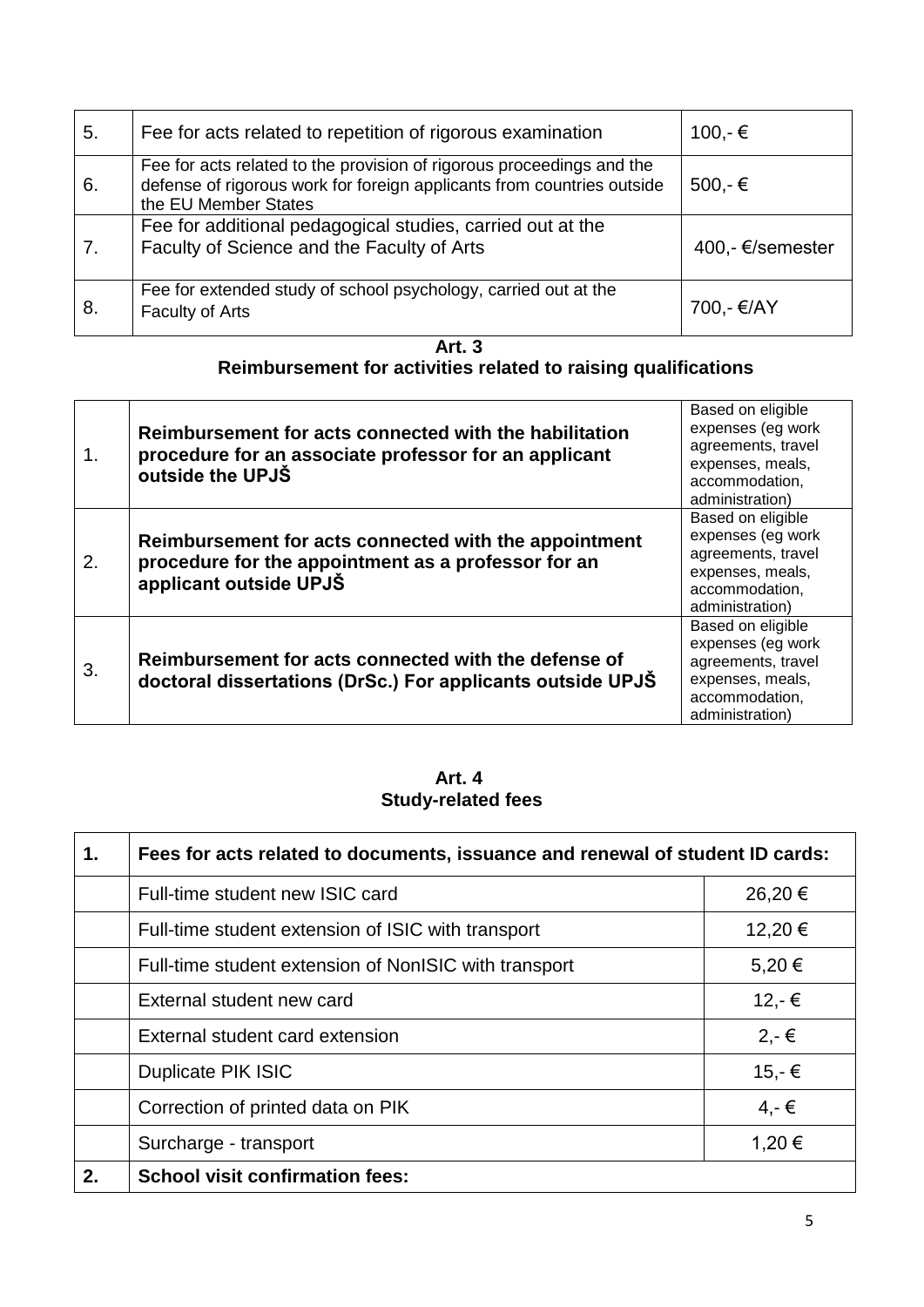| 5. | Fee for acts related to repetition of rigorous examination | 100,- € |
|---|---|---|
| 6. | Fee for acts related to the provision of rigorous proceedings and the defense of rigorous work for foreign applicants from countries outside the EU Member States | 500,- € |
| 7. | Fee for additional pedagogical studies, carried out at the Faculty of Science and the Faculty of Arts | 400,- €/semester |
| 8. | Fee for extended study of school psychology, carried out at the Faculty of Arts | 700,- €/AY |

**Art. 3**
**Reimbursement for activities related to raising qualifications**

| 1. | **Reimbursement for acts connected with the habilitation procedure for an associate professor for an applicant outside the UPJŠ** | Based on eligible expenses (eg work agreements, travel expenses, meals, accommodation, administration) |
|---|---|---|
| 2. | **Reimbursement for acts connected with the appointment procedure for the appointment as a professor for an applicant outside UPJŠ** | Based on eligible expenses (eg work agreements, travel expenses, meals, accommodation, administration) |
| 3. | **Reimbursement for acts connected with the defense of doctoral dissertations (DrSc.) For applicants outside UPJŠ** | Based on eligible expenses (eg work agreements, travel expenses, meals, accommodation, administration) |

**Art. 4**
**Study-related fees**

| **1.** | **Fees for acts related to documents, issuance and renewal of student ID cards:** | |
|---|---|---|
| | Full-time student new ISIC card | 26,20 € |
| | Full-time student extension of ISIC with transport | 12,20 € |
| | Full-time student extension of NonISIC with transport | 5,20 € |
| | External student new card | 12,- € |
| | External student card extension | 2,- € |
| | Duplicate PIK ISIC | 15,- € |
| | Correction of printed data on PIK | 4,- € |
| | Surcharge - transport | 1,20 € |
| **2.** | **School visit confirmation fees:** | |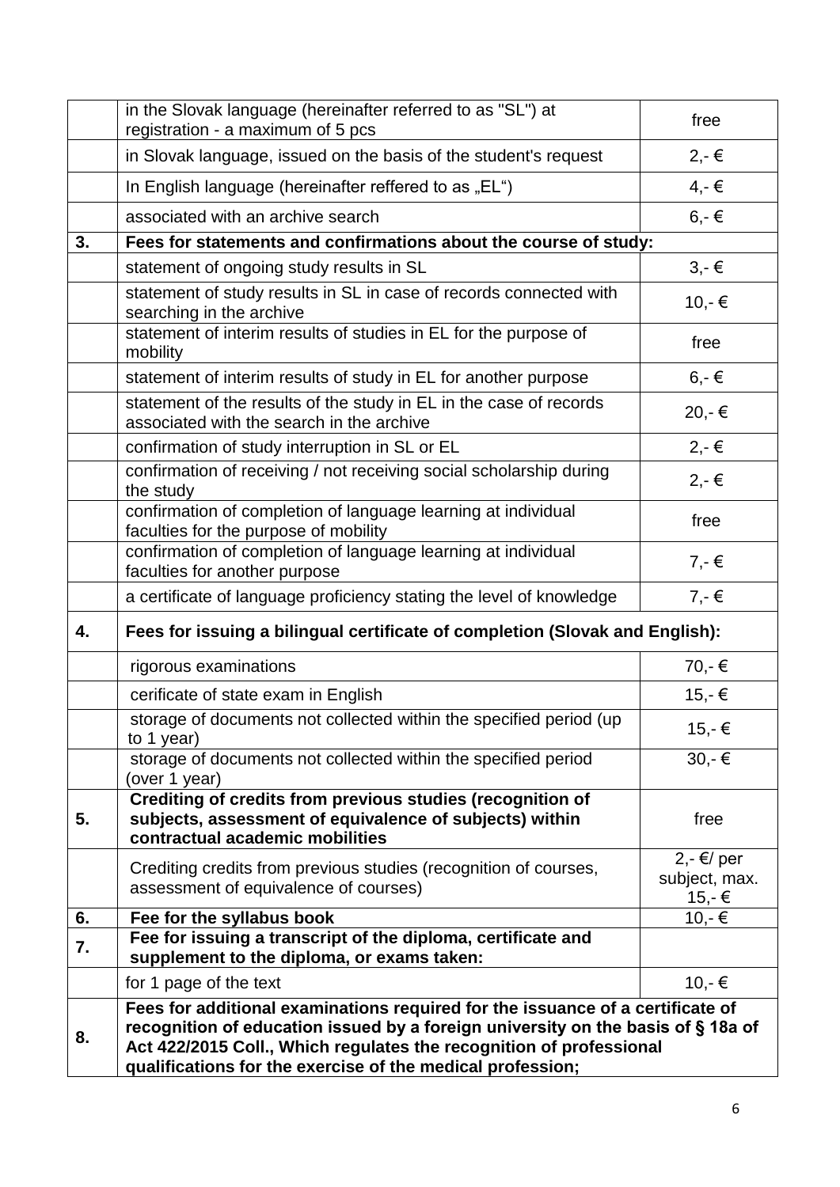| | | |
|---|---|---|
| | in the Slovak language (hereinafter referred to as "SL") at registration - a maximum of 5 pcs | free |
| | in Slovak language, issued on the basis of the student's request | 2,- € |
| | In English language (hereinafter reffered to as „EL“) | 4,- € |
| | associated with an archive search | 6,- € |
| **3.** | **Fees for statements and confirmations about the course of study:** | |
| | statement of ongoing study results in SL | 3,- € |
| | statement of study results in SL in case of records connected with searching in the archive | 10,- € |
| | statement of interim results of studies in EL for the purpose of mobility | free |
| | statement of interim results of study in EL for another purpose | 6,- € |
| | statement of the results of the study in EL in the case of records associated with the search in the archive | 20,- € |
| | confirmation of study interruption in SL or EL | 2,- € |
| | confirmation of receiving / not receiving social scholarship during the study | 2,- € |
| | confirmation of completion of language learning at individual faculties for the purpose of mobility | free |
| | confirmation of completion of language learning at individual faculties for another purpose | 7,- € |
| | a certificate of language proficiency stating the level of knowledge | 7,- € |
| **4.** | **Fees for issuing a bilingual certificate of completion (Slovak and English):** | |
| | rigorous examinations | 70,- € |
| | cerificate of state exam in English | 15,- € |
| | storage of documents not collected within the specified period (up to 1 year) | 15,- € |
| | storage of documents not collected within the specified period (over 1 year) | 30,- € |
| **5.** | **Crediting of credits from previous studies (recognition of subjects, assessment of equivalence of subjects) within contractual academic mobilities** | free |
| | Crediting credits from previous studies (recognition of courses, assessment of equivalence of courses) | 2,- €/ per subject, max. 15,- € |
| **6.** | **Fee for the syllabus book** | 10,- € |
| **7.** | **Fee for issuing a transcript of the diploma, certificate and supplement to the diploma, or exams taken:** | |
| | for 1 page of the text | 10,- € |
| **8.** | **Fees for additional examinations required for the issuance of a certificate of recognition of education issued by a foreign university on the basis of § 18a of Act 422/2015 Coll., Which regulates the recognition of professional qualifications for the exercise of the medical profession;** | |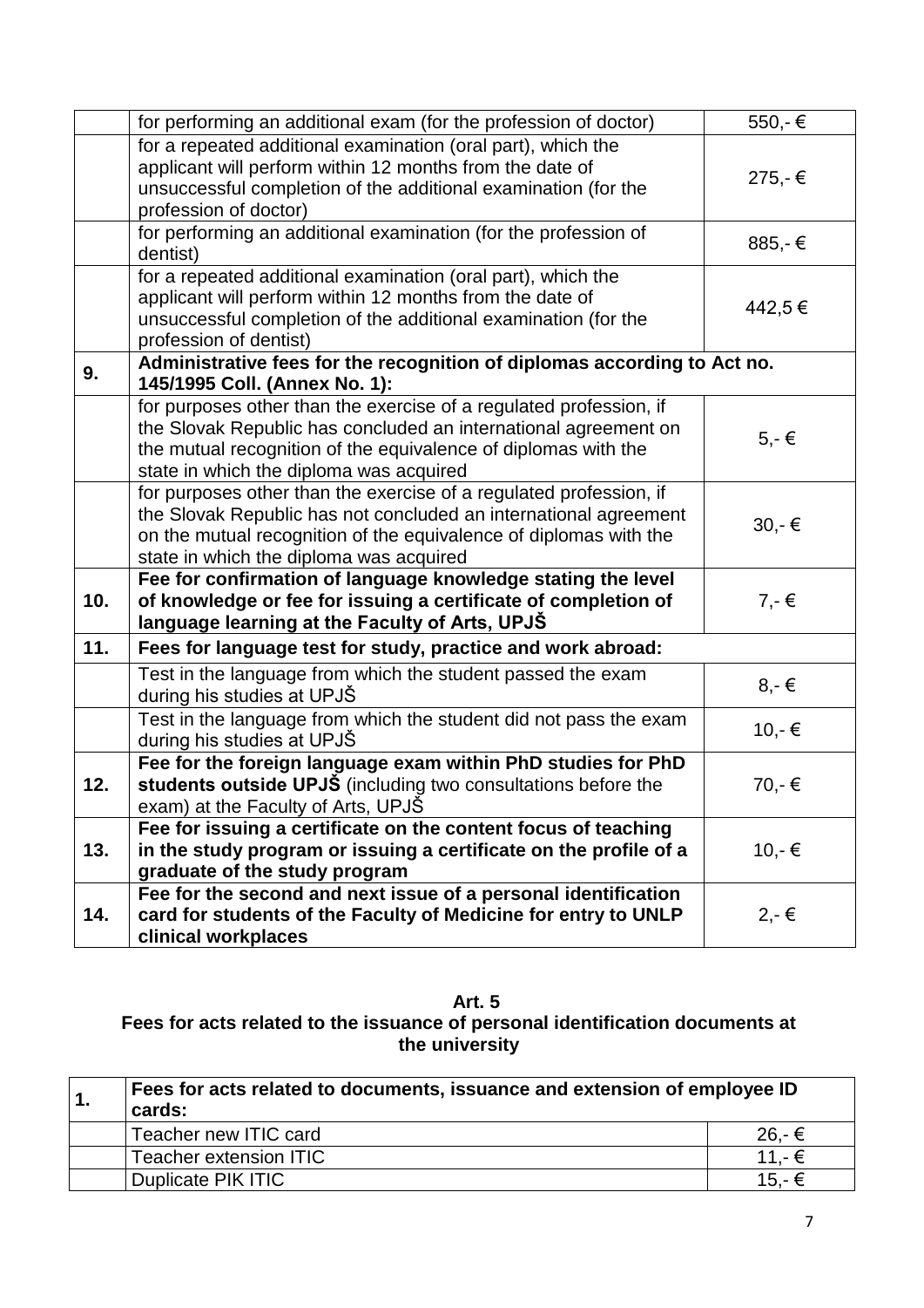| | | |
|---|---|---|
| | for performing an additional exam (for the profession of doctor) | 550,- € |
| | for a repeated additional examination (oral part), which the applicant will perform within 12 months from the date of unsuccessful completion of the additional examination (for the profession of doctor) | 275,- € |
| | for performing an additional examination (for the profession of dentist) | 885,- € |
| | for a repeated additional examination (oral part), which the applicant will perform within 12 months from the date of unsuccessful completion of the additional examination (for the profession of dentist) | 442,5 € |
| **9.** | **Administrative fees for the recognition of diplomas according to Act no. 145/1995 Coll. (Annex No. 1):** | |
| | for purposes other than the exercise of a regulated profession, if the Slovak Republic has concluded an international agreement on the mutual recognition of the equivalence of diplomas with the state in which the diploma was acquired | 5,- € |
| | for purposes other than the exercise of a regulated profession, if the Slovak Republic has not concluded an international agreement on the mutual recognition of the equivalence of diplomas with the state in which the diploma was acquired | 30,- € |
| **10.** | **Fee for confirmation of language knowledge stating the level of knowledge or fee for issuing a certificate of completion of language learning at the Faculty of Arts, UPJŠ** | 7,- € |
| **11.** | **Fees for language test for study, practice and work abroad:** | |
| | Test in the language from which the student passed the exam during his studies at UPJŠ | 8,- € |
| | Test in the language from which the student did not pass the exam during his studies at UPJŠ | 10,- € |
| **12.** | **Fee for the foreign language exam within PhD studies for PhD students outside UPJŠ** (including two consultations before the exam) at the Faculty of Arts, UPJŠ | 70,- € |
| **13.** | **Fee for issuing a certificate on the content focus of teaching in the study program or issuing a certificate on the profile of a graduate of the study program** | 10,- € |
| **14.** | **Fee for the second and next issue of a personal identification card for students of the Faculty of Medicine for entry to UNLP clinical workplaces** | 2,- € |

## Art. 5
## Fees for acts related to the issuance of personal identification documents at the university

| | | |
|---|---|---|
| **1.** | **Fees for acts related to documents, issuance and extension of employee ID cards:** | |
| | Teacher new ITIC card | 26,- € |
| | Teacher extension ITIC | 11,- € |
| | Duplicate PIK ITIC | 15,- € |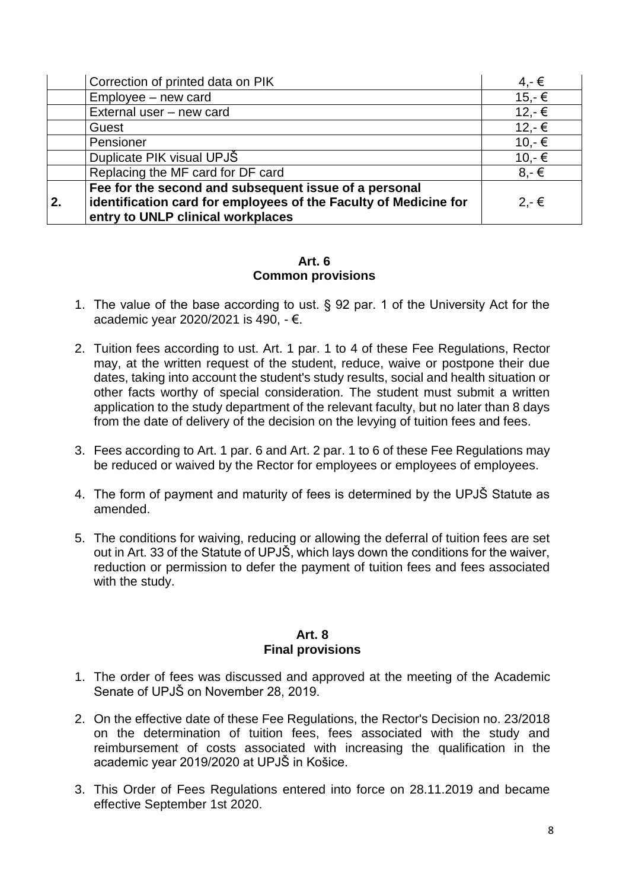|    |    |    |
|---|---|---|
|  | Correction of printed data on PIK | 4,- € |
|  | Employee – new card | 15,- € |
|  | External user – new card | 12,- € |
|  | Guest | 12,- € |
|  | Pensioner | 10,- € |
|  | Duplicate PIK visual UPJŠ | 10,- € |
|  | Replacing the MF card for DF card | 8,- € |
| **2.** | **Fee for the second and subsequent issue of a personal identification card for employees of the Faculty of Medicine for entry to UNLP clinical workplaces** | 2,- € |

### Art. 6
### Common provisions

1. The value of the base according to ust. § 92 par. 1 of the University Act for the academic year 2020/2021 is 490, - €.

2. Tuition fees according to ust. Art. 1 par. 1 to 4 of these Fee Regulations, Rector may, at the written request of the student, reduce, waive or postpone their due dates, taking into account the student's study results, social and health situation or other facts worthy of special consideration. The student must submit a written application to the study department of the relevant faculty, but no later than 8 days from the date of delivery of the decision on the levying of tuition fees and fees.

3. Fees according to Art. 1 par. 6 and Art. 2 par. 1 to 6 of these Fee Regulations may be reduced or waived by the Rector for employees or employees of employees.

4. The form of payment and maturity of fees is determined by the UPJŠ Statute as amended.

5. The conditions for waiving, reducing or allowing the deferral of tuition fees are set out in Art. 33 of the Statute of UPJŠ, which lays down the conditions for the waiver, reduction or permission to defer the payment of tuition fees and fees associated with the study.

### Art. 8
### Final provisions

1. The order of fees was discussed and approved at the meeting of the Academic Senate of UPJŠ on November 28, 2019.

2. On the effective date of these Fee Regulations, the Rector's Decision no. 23/2018 on the determination of tuition fees, fees associated with the study and reimbursement of costs associated with increasing the qualification in the academic year 2019/2020 at UPJŠ in Košice.

3. This Order of Fees Regulations entered into force on 28.11.2019 and became effective September 1st 2020.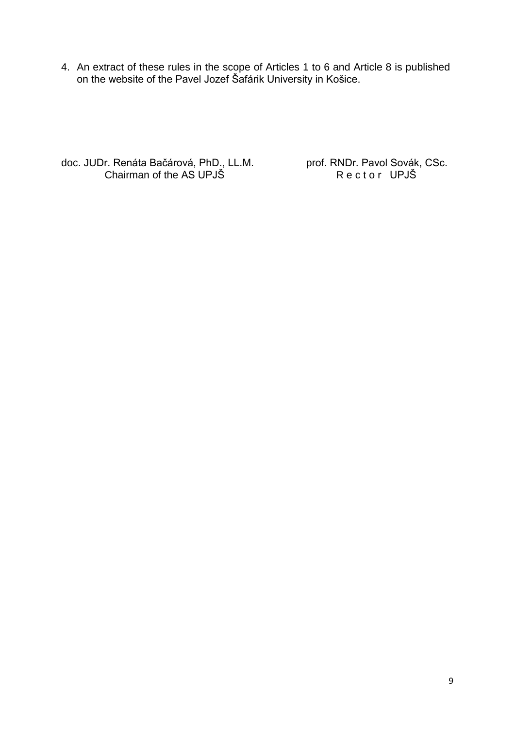4. An extract of these rules in the scope of Articles 1 to 6 and Article 8 is published on the website of the Pavel Jozef Šafárik University in Košice.

| | |
|---|---|
| doc. JUDr. Renáta Bačárová, PhD., LL.M. | prof. RNDr. Pavol Sovák, CSc. |
| Chairman of the AS UPJŠ | R e c t o r UPJŠ |